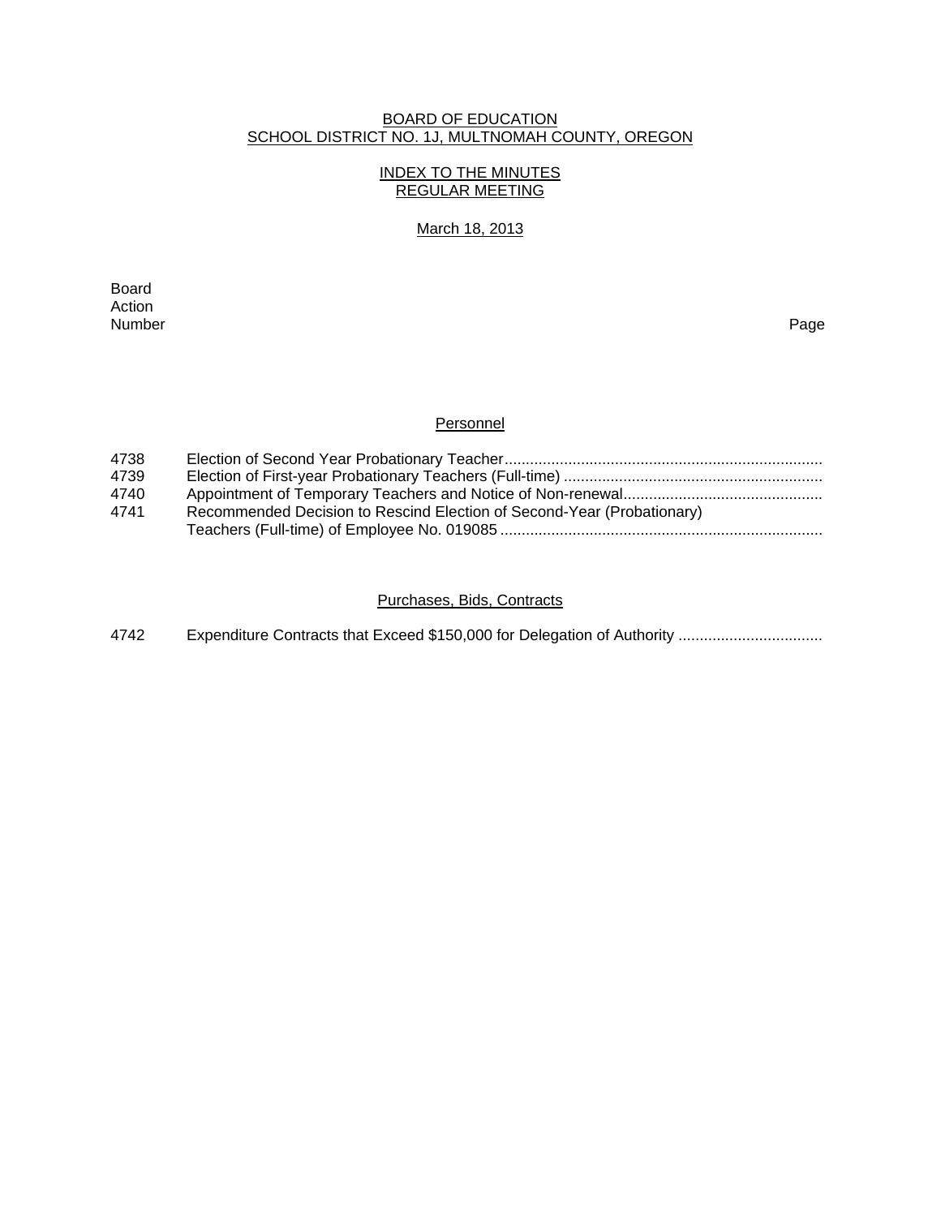BOARD OF EDUCATION
SCHOOL DISTRICT NO. 1J, MULTNOMAH COUNTY, OREGON

INDEX TO THE MINUTES
REGULAR MEETING

March 18, 2013

| Board Action Number | | Page |
|---|---|---|
| | **Personnel** | |
| 4738 | Election of Second Year Probationary Teacher | |
| 4739 | Election of First-year Probationary Teachers (Full-time) | |
| 4740 | Appointment of Temporary Teachers and Notice of Non-renewal | |
| 4741 | Recommended Decision to Rescind Election of Second-Year (Probationary) Teachers (Full-time) of Employee No. 019085 | |
| | **Purchases, Bids, Contracts** | |
| 4742 | Expenditure Contracts that Exceed $150,000 for Delegation of Authority | |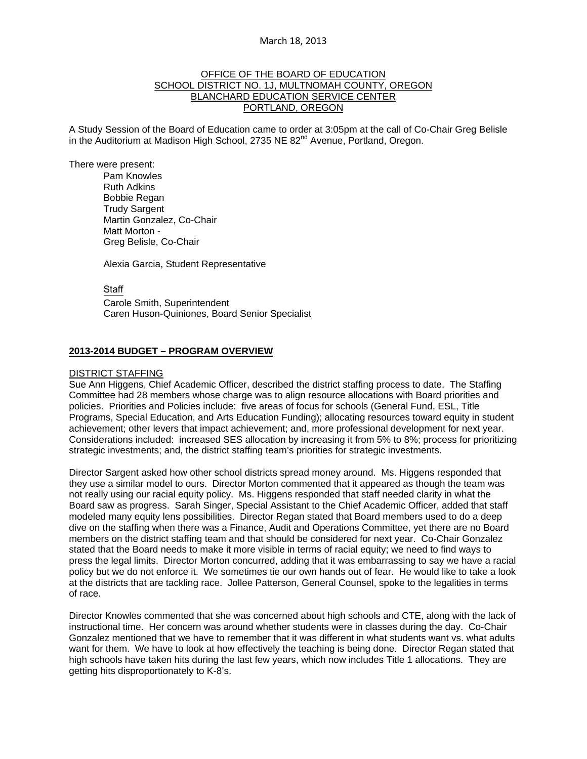March 18, 2013

OFFICE OF THE BOARD OF EDUCATION
SCHOOL DISTRICT NO. 1J, MULTNOMAH COUNTY, OREGON
BLANCHARD EDUCATION SERVICE CENTER
PORTLAND, OREGON

A Study Session of the Board of Education came to order at 3:05pm at the call of Co-Chair Greg Belisle in the Auditorium at Madison High School, 2735 NE 82nd Avenue, Portland, Oregon.

There were present:

Pam Knowles
Ruth Adkins
Bobbie Regan
Trudy Sargent
Martin Gonzalez, Co-Chair
Matt Morton -
Greg Belisle, Co-Chair

Alexia Garcia, Student Representative

Staff
Carole Smith, Superintendent
Caren Huson-Quiniones, Board Senior Specialist

## 2013-2014 BUDGET – PROGRAM OVERVIEW

### DISTRICT STAFFING

Sue Ann Higgens, Chief Academic Officer, described the district staffing process to date. The Staffing Committee had 28 members whose charge was to align resource allocations with Board priorities and policies. Priorities and Policies include: five areas of focus for schools (General Fund, ESL, Title Programs, Special Education, and Arts Education Funding); allocating resources toward equity in student achievement; other levers that impact achievement; and, more professional development for next year. Considerations included: increased SES allocation by increasing it from 5% to 8%; process for prioritizing strategic investments; and, the district staffing team's priorities for strategic investments.

Director Sargent asked how other school districts spread money around. Ms. Higgens responded that they use a similar model to ours. Director Morton commented that it appeared as though the team was not really using our racial equity policy. Ms. Higgens responded that staff needed clarity in what the Board saw as progress. Sarah Singer, Special Assistant to the Chief Academic Officer, added that staff modeled many equity lens possibilities. Director Regan stated that Board members used to do a deep dive on the staffing when there was a Finance, Audit and Operations Committee, yet there are no Board members on the district staffing team and that should be considered for next year. Co-Chair Gonzalez stated that the Board needs to make it more visible in terms of racial equity; we need to find ways to press the legal limits. Director Morton concurred, adding that it was embarrassing to say we have a racial policy but we do not enforce it. We sometimes tie our own hands out of fear. He would like to take a look at the districts that are tackling race. Jollee Patterson, General Counsel, spoke to the legalities in terms of race.

Director Knowles commented that she was concerned about high schools and CTE, along with the lack of instructional time. Her concern was around whether students were in classes during the day. Co-Chair Gonzalez mentioned that we have to remember that it was different in what students want vs. what adults want for them. We have to look at how effectively the teaching is being done. Director Regan stated that high schools have taken hits during the last few years, which now includes Title 1 allocations. They are getting hits disproportionately to K-8's.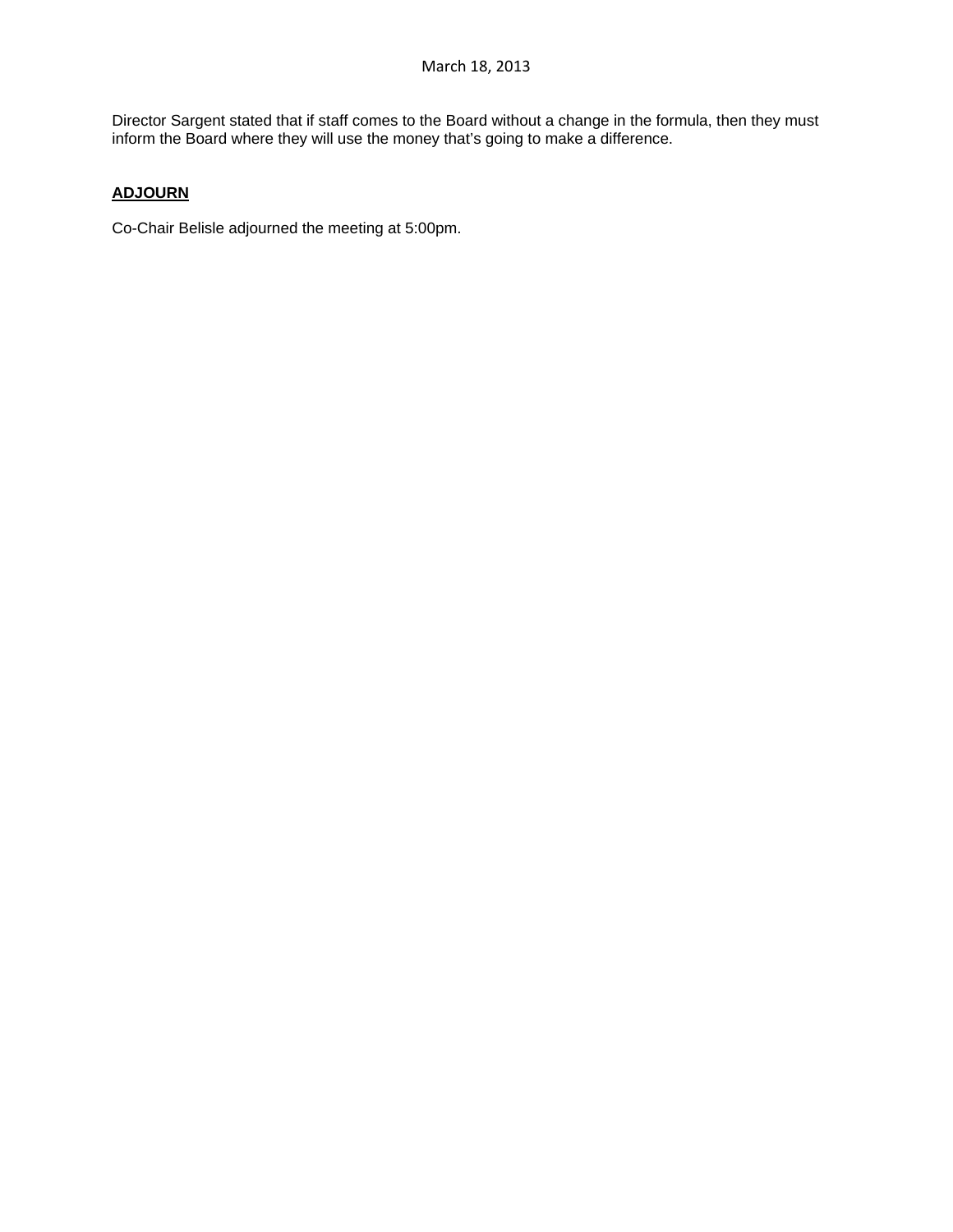Director Sargent stated that if staff comes to the Board without a change in the formula, then they must inform the Board where they will use the money that's going to make a difference.

## ADJOURN

Co-Chair Belisle adjourned the meeting at 5:00pm.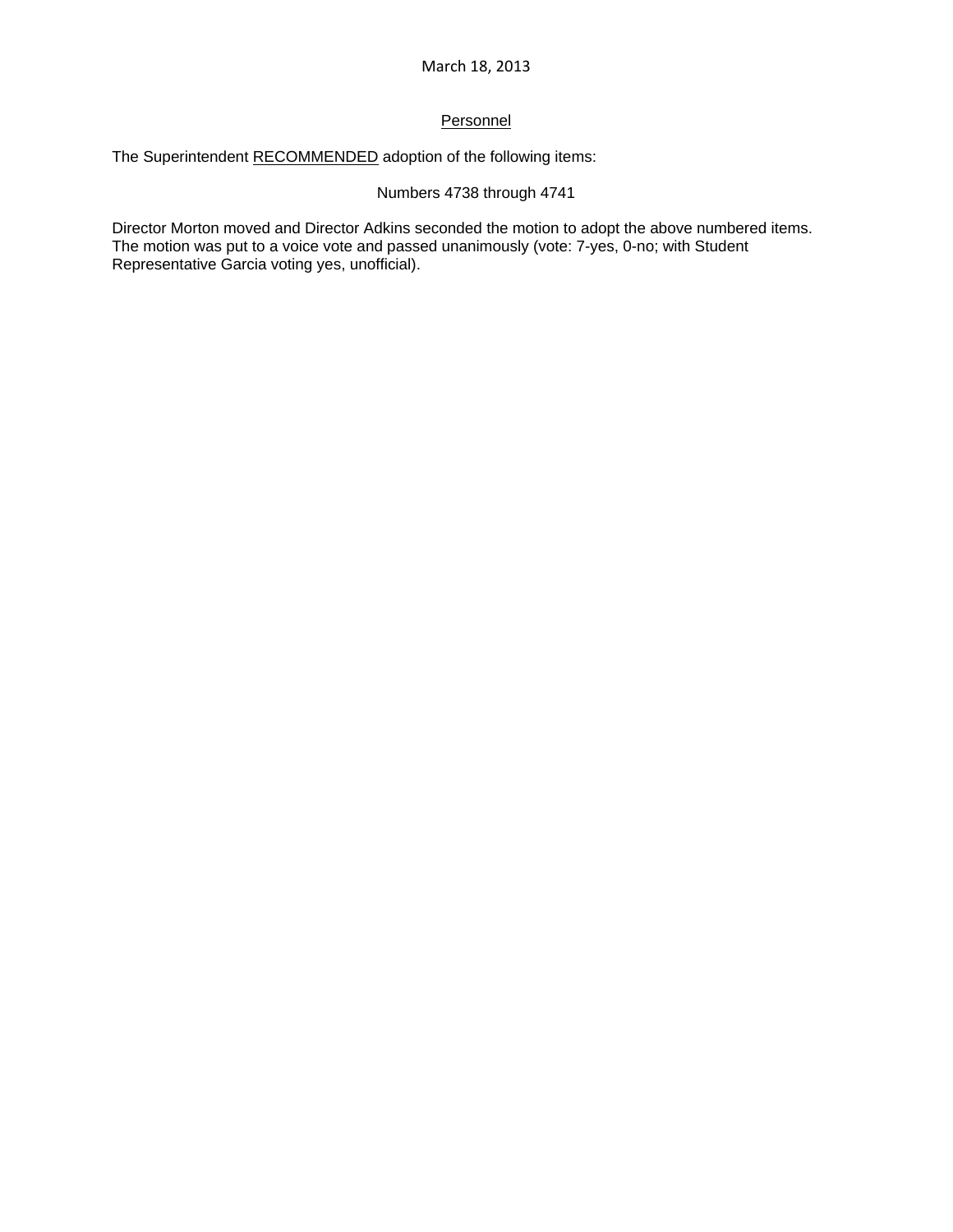March 18, 2013

## Personnel

The Superintendent RECOMMENDED adoption of the following items:

Numbers 4738 through 4741

Director Morton moved and Director Adkins seconded the motion to adopt the above numbered items. The motion was put to a voice vote and passed unanimously (vote: 7-yes, 0-no; with Student Representative Garcia voting yes, unofficial).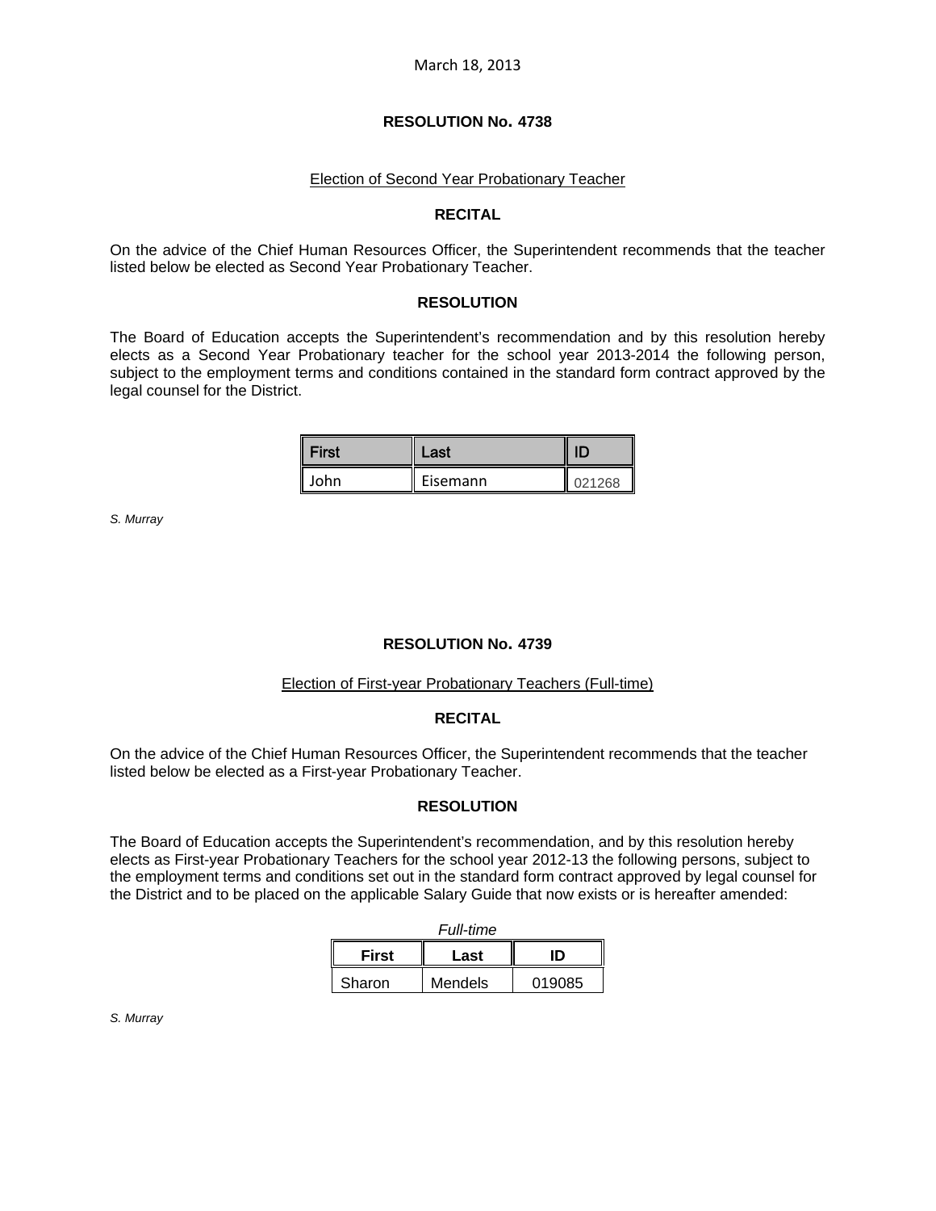March 18, 2013

## RESOLUTION No. 4738

Election of Second Year Probationary Teacher

### RECITAL

On the advice of the Chief Human Resources Officer, the Superintendent recommends that the teacher listed below be elected as Second Year Probationary Teacher.

### RESOLUTION

The Board of Education accepts the Superintendent's recommendation and by this resolution hereby elects as a Second Year Probationary teacher for the school year 2013-2014 the following person, subject to the employment terms and conditions contained in the standard form contract approved by the legal counsel for the District.

| First | Last | ID |
|---|---|---|
| John | Eisemann | 021268 |

*S. Murray*

## RESOLUTION No. 4739

Election of First-year Probationary Teachers (Full-time)

### RECITAL

On the advice of the Chief Human Resources Officer, the Superintendent recommends that the teacher listed below be elected as a First-year Probationary Teacher.

### RESOLUTION

The Board of Education accepts the Superintendent's recommendation, and by this resolution hereby elects as First-year Probationary Teachers for the school year 2012-13 the following persons, subject to the employment terms and conditions set out in the standard form contract approved by legal counsel for the District and to be placed on the applicable Salary Guide that now exists or is hereafter amended:

*Full-time*

| First | Last | ID |
|---|---|---|
| Sharon | Mendels | 019085 |

*S. Murray*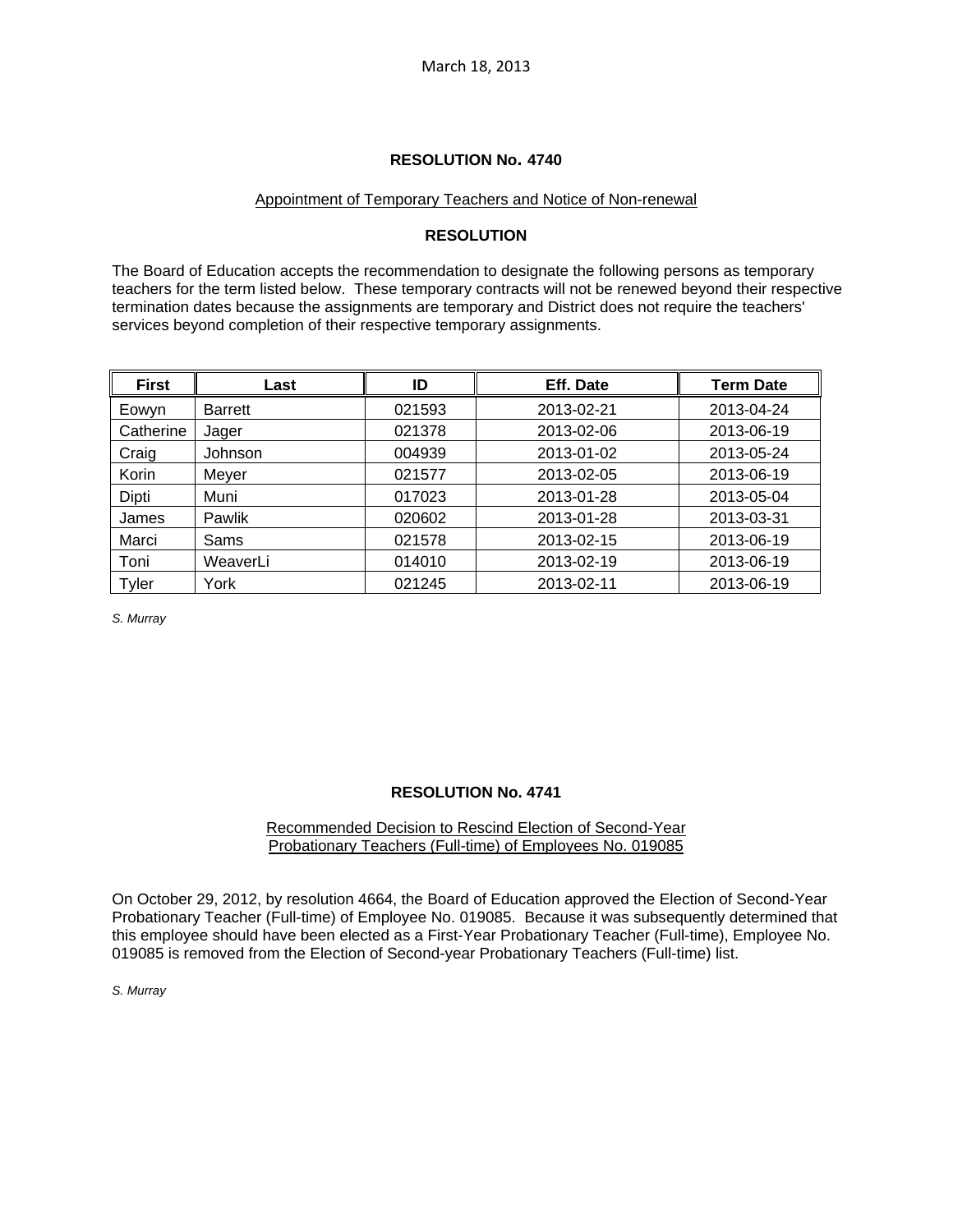March 18, 2013

**RESOLUTION No. 4740**

Appointment of Temporary Teachers and Notice of Non-renewal

**RESOLUTION**

The Board of Education accepts the recommendation to designate the following persons as temporary teachers for the term listed below. These temporary contracts will not be renewed beyond their respective termination dates because the assignments are temporary and District does not require the teachers' services beyond completion of their respective temporary assignments.

| First | Last | ID | Eff. Date | Term Date |
|---|---|---|---|---|
| Eowyn | Barrett | 021593 | 2013-02-21 | 2013-04-24 |
| Catherine | Jager | 021378 | 2013-02-06 | 2013-06-19 |
| Craig | Johnson | 004939 | 2013-01-02 | 2013-05-24 |
| Korin | Meyer | 021577 | 2013-02-05 | 2013-06-19 |
| Dipti | Muni | 017023 | 2013-01-28 | 2013-05-04 |
| James | Pawlik | 020602 | 2013-01-28 | 2013-03-31 |
| Marci | Sams | 021578 | 2013-02-15 | 2013-06-19 |
| Toni | WeaverLi | 014010 | 2013-02-19 | 2013-06-19 |
| Tyler | York | 021245 | 2013-02-11 | 2013-06-19 |

*S. Murray*

**RESOLUTION No. 4741**

Recommended Decision to Rescind Election of Second-Year Probationary Teachers (Full-time) of Employees No. 019085

On October 29, 2012, by resolution 4664, the Board of Education approved the Election of Second-Year Probationary Teacher (Full-time) of Employee No. 019085. Because it was subsequently determined that this employee should have been elected as a First-Year Probationary Teacher (Full-time), Employee No. 019085 is removed from the Election of Second-year Probationary Teachers (Full-time) list.

*S. Murray*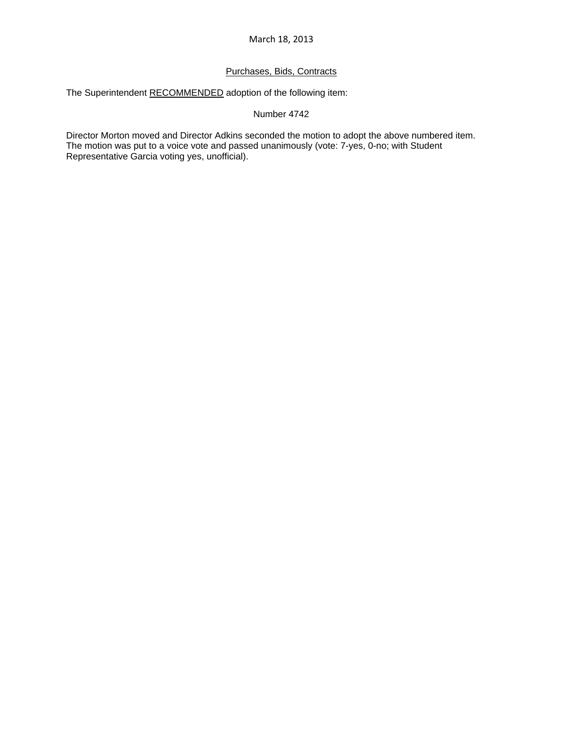March 18, 2013

Purchases, Bids, Contracts

The Superintendent RECOMMENDED adoption of the following item:

Number 4742

Director Morton moved and Director Adkins seconded the motion to adopt the above numbered item. The motion was put to a voice vote and passed unanimously (vote: 7-yes, 0-no; with Student Representative Garcia voting yes, unofficial).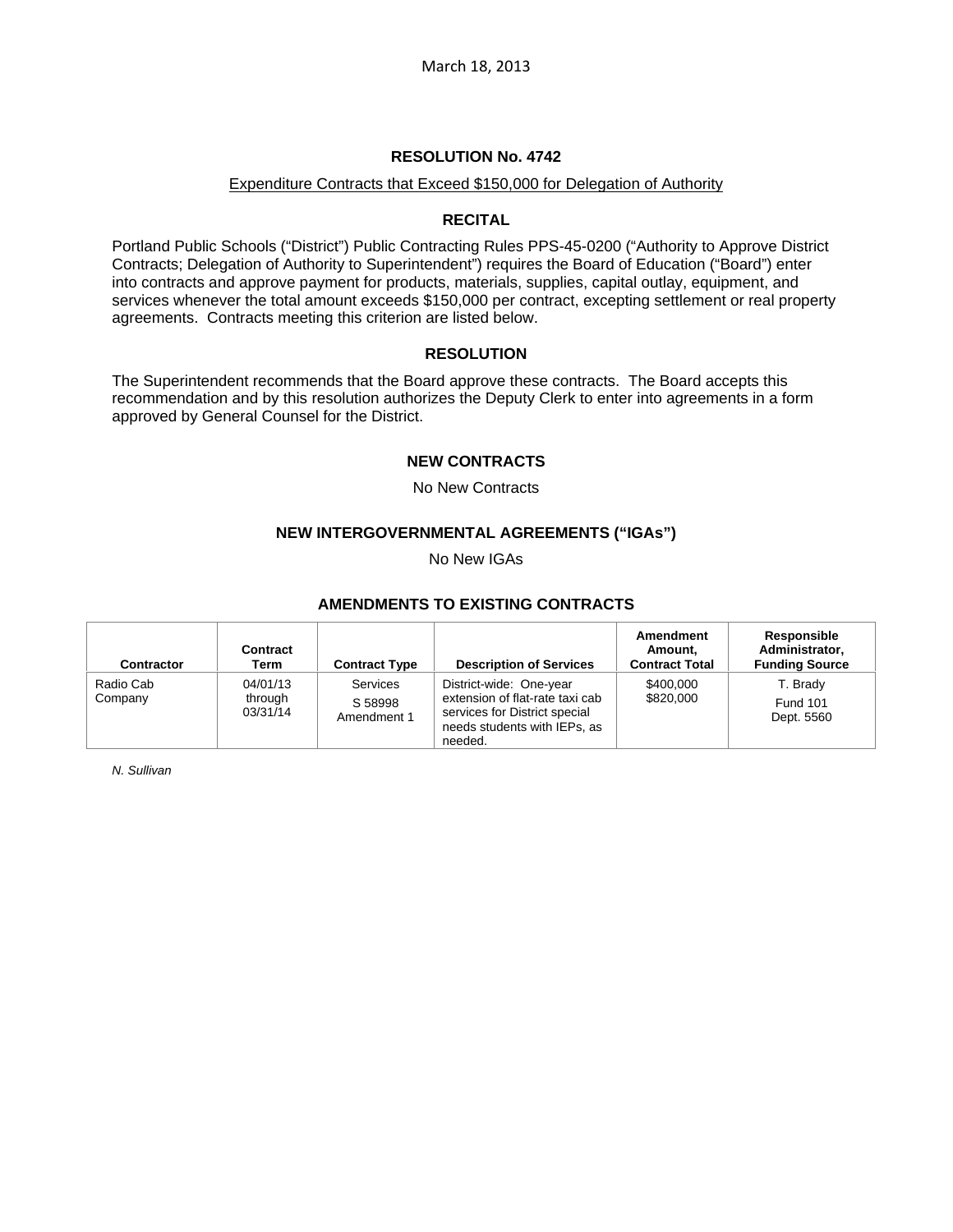March 18, 2013

## RESOLUTION No. 4742

Expenditure Contracts that Exceed $150,000 for Delegation of Authority

### RECITAL

Portland Public Schools ("District") Public Contracting Rules PPS-45-0200 ("Authority to Approve District Contracts; Delegation of Authority to Superintendent") requires the Board of Education ("Board") enter into contracts and approve payment for products, materials, supplies, capital outlay, equipment, and services whenever the total amount exceeds $150,000 per contract, excepting settlement or real property agreements. Contracts meeting this criterion are listed below.

### RESOLUTION

The Superintendent recommends that the Board approve these contracts. The Board accepts this recommendation and by this resolution authorizes the Deputy Clerk to enter into agreements in a form approved by General Counsel for the District.

### NEW CONTRACTS

No New Contracts

### NEW INTERGOVERNMENTAL AGREEMENTS ("IGAs")

No New IGAs

### AMENDMENTS TO EXISTING CONTRACTS

| Contractor | Contract Term | Contract Type | Description of Services | Amendment Amount, Contract Total | Responsible Administrator, Funding Source |
|---|---|---|---|---|---|
| Radio Cab Company | 04/01/13 through 03/31/14 | Services S 58998 Amendment 1 | District-wide: One-year extension of flat-rate taxi cab services for District special needs students with IEPs, as needed. | $400,000 $820,000 | T. Brady Fund 101 Dept. 5560 |

*N. Sullivan*